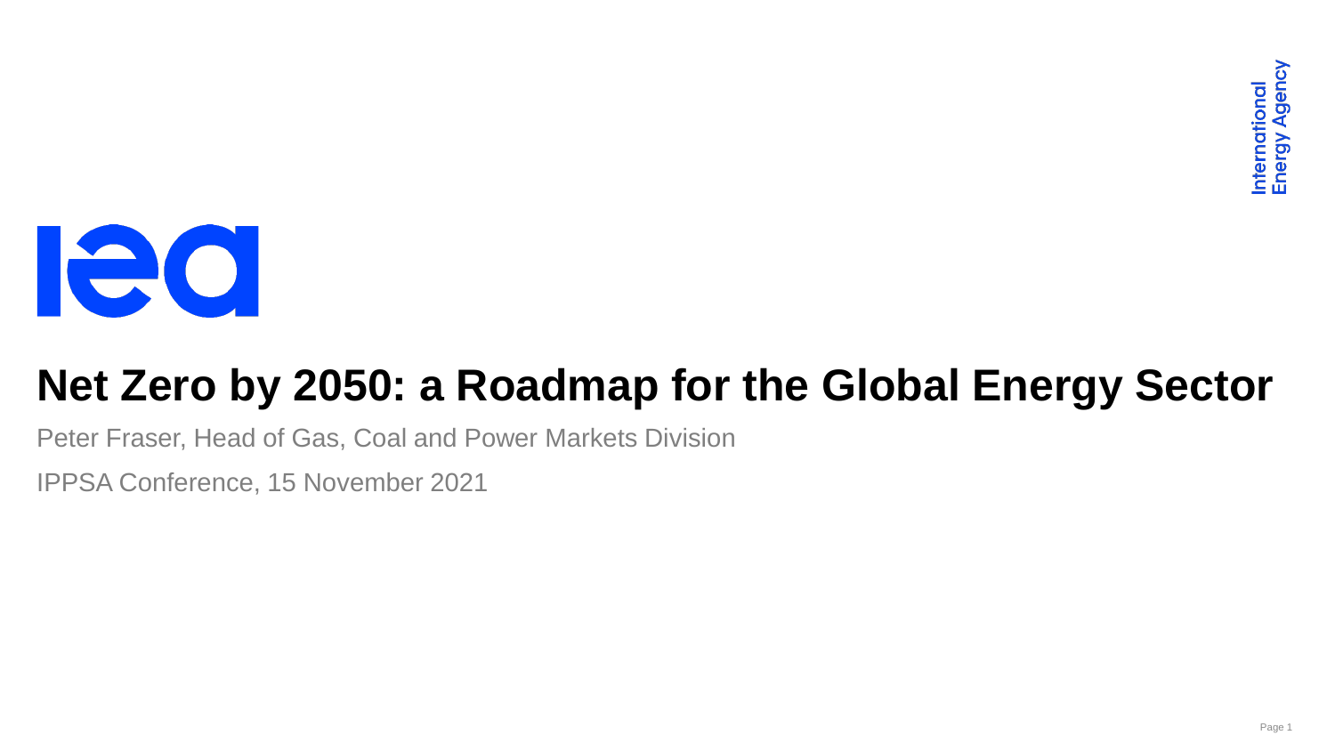International Energy Agency

# Net Zero by 2050: a Roadmap for the Global Energy Sector

Peter Fraser, Head of Gas, Coal and Power Markets Division

IPPSA Conference, 15 November 2021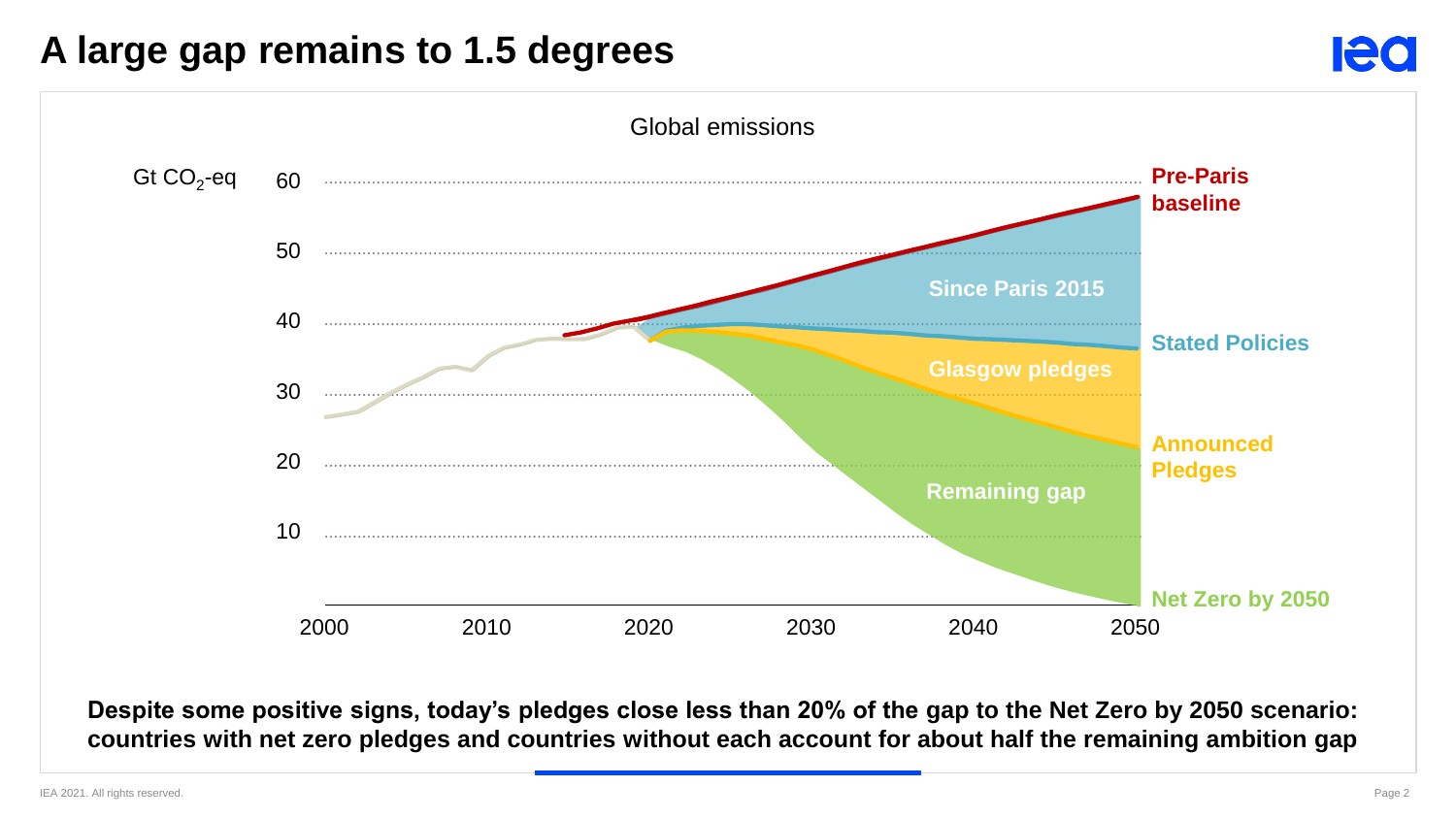# A large gap remains to 1.5 degrees

Global emissions

Gt $CO_2$-eq

60, 50, 40, 30, 20, 10

2000, 2010, 2020, 2030, 2040, 2050

Pre-Paris baseline

Since Paris 2015

Stated Policies

Glasgow pledges

Announced Pledges

Remaining gap

Net Zero by 2050

**Despite some positive signs, today's pledges close less than 20% of the gap to the Net Zero by 2050 scenario: countries with net zero pledges and countries without each account for about half the remaining ambition gap**

IEA 2021. All rights reserved.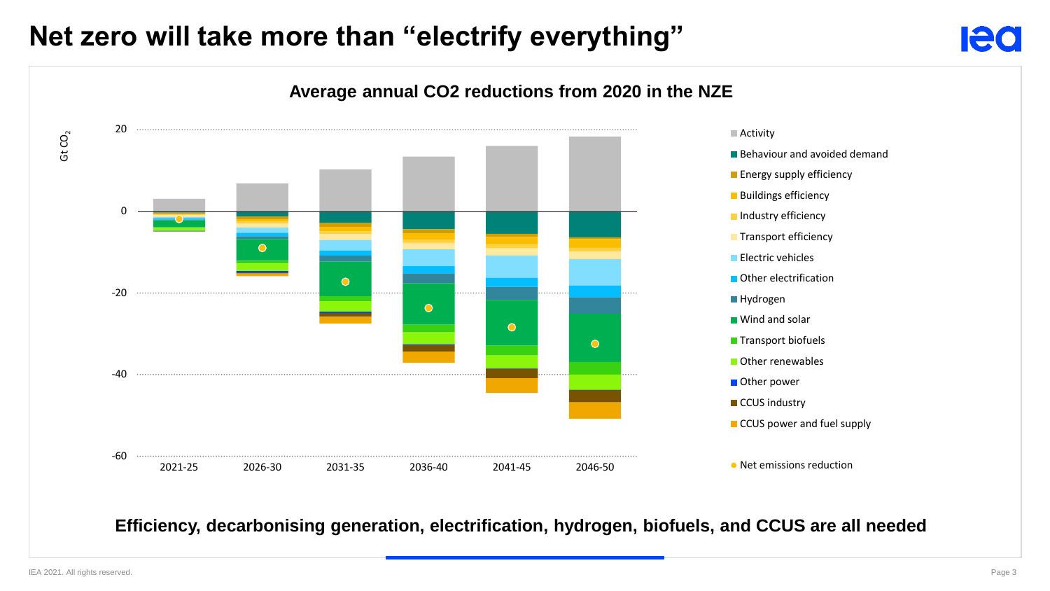# Net zero will take more than "electrify everything"

**Average annual CO2 reductions from 2020 in the NZE**

Gt $CO_2$

20

0

-20

-40

-60

2021-25 2026-30 2031-35 2036-40 2041-45 2046-50

- Activity
- Behaviour and avoided demand
- Energy supply efficiency
- Buildings efficiency
- Industry efficiency
- Transport efficiency
- Electric vehicles
- Other electrification
- Hydrogen
- Wind and solar
- Transport biofuels
- Other renewables
- Other power
- CCUS industry
- CCUS power and fuel supply
- Net emissions reduction

**Efficiency, decarbonising generation, electrification, hydrogen, biofuels, and CCUS are all needed**

IEA 2021. All rights reserved.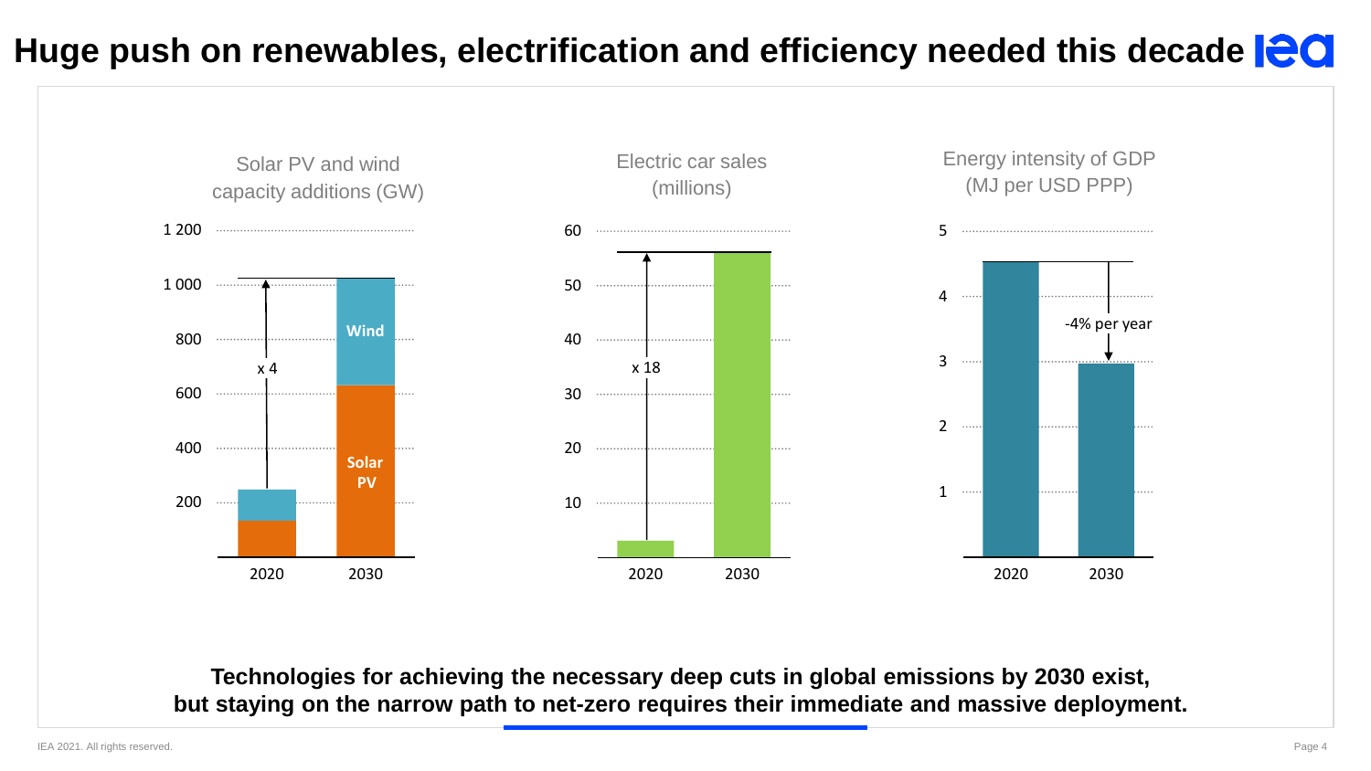# Huge push on renewables, electrification and efficiency needed this decade

Solar PV and wind capacity additions (GW)

1 200
1 000
800
600
400
200

Wind

Solar PV

x 4

2020 2030

Electric car sales (millions)

60
50
40
30
20
10

x 18

2020 2030

Energy intensity of GDP (MJ per USD PPP)

5
4
3
2
1

-4% per year

2020 2030

**Technologies for achieving the necessary deep cuts in global emissions by 2030 exist, but staying on the narrow path to net-zero requires their immediate and massive deployment.**

IEA 2021. All rights reserved.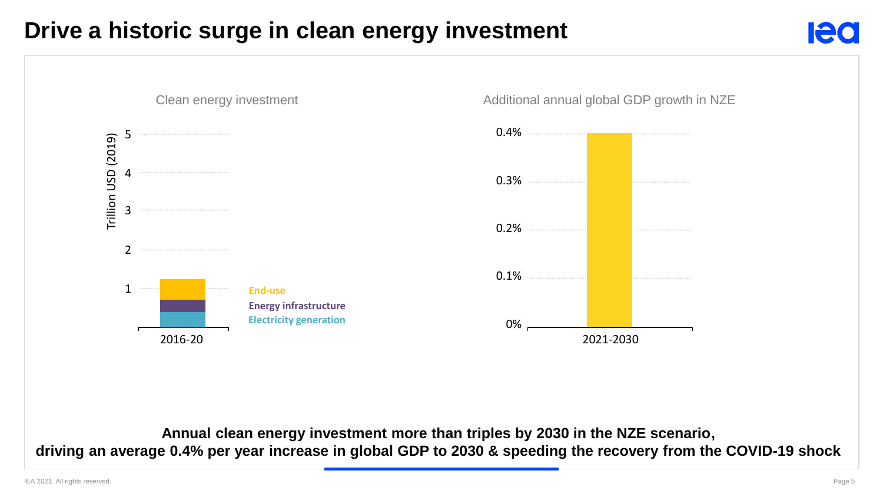# Drive a historic surge in clean energy investment

Clean energy investment

Trillion USD (2019)

5
4
3
2
1

2016-20

End-use
Energy infrastructure
Electricity generation

Additional annual global GDP growth in NZE

0.4%
0.3%
0.2%
0.1%
0%

2021-2030

**Annual clean energy investment more than triples by 2030 in the NZE scenario, driving an average 0.4% per year increase in global GDP to 2030 & speeding the recovery from the COVID-19 shock**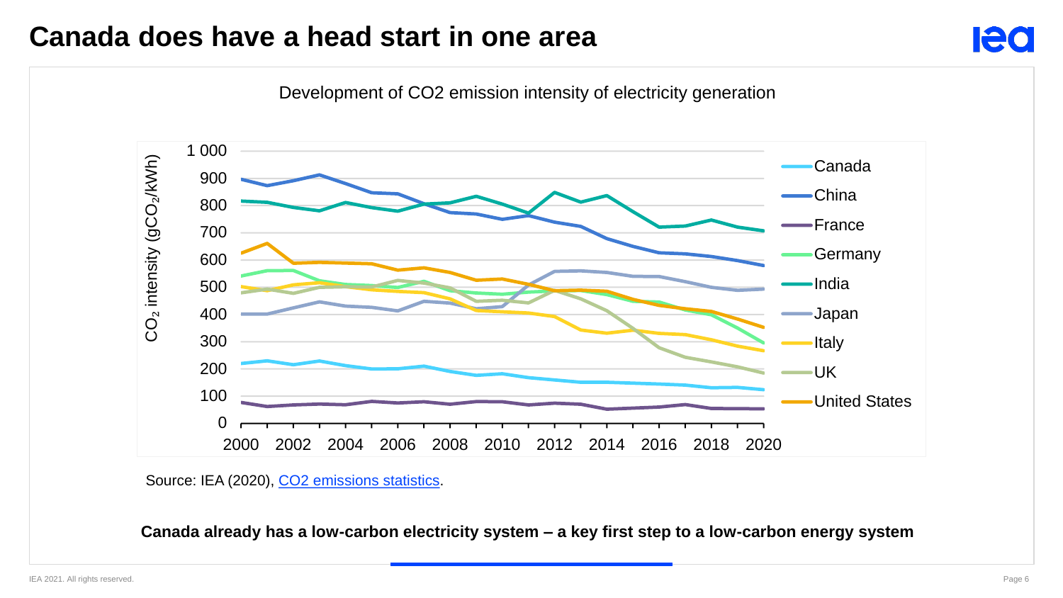# Canada does have a head start in one area

Development of CO2 emission intensity of electricity generation

Source: IEA (2020), CO2 emissions statistics.

**Canada already has a low-carbon electricity system – a key first step to a low-carbon energy system**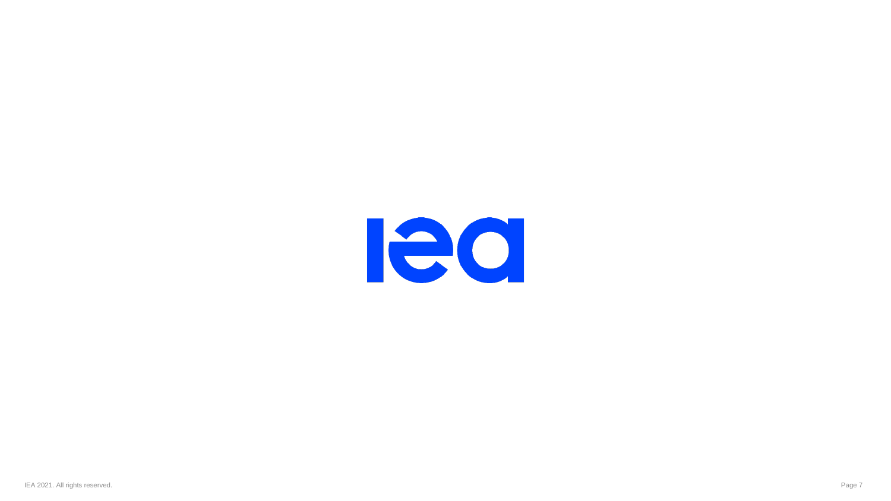iea

IEA 2021. All rights reserved.